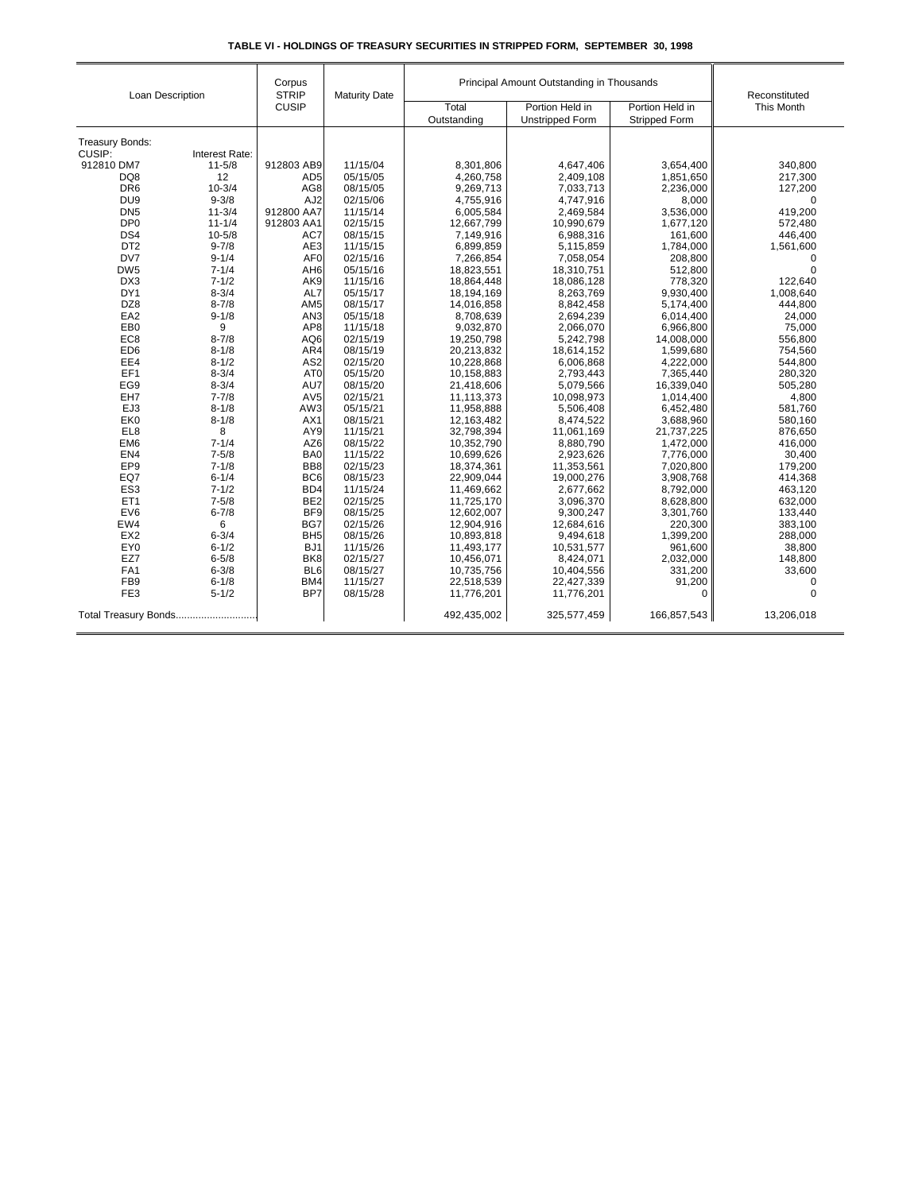# TABLE VI - HOLDINGS OF TREASURY SECURITIES IN STRIPPED FORM, SEPTEMBER 30, 1998

| Loan Description | | Corpus STRIP CUSIP | Maturity Date | Principal Amount Outstanding in Thousands | | | Reconstituted This Month |
|---|---|---|---|---|---|---|---|
| | | | | Total Outstanding | Portion Held in Unstripped Form | Portion Held in Stripped Form | |
| Treasury Bonds: | | | | | | | |
| CUSIP: | Interest Rate: | | | | | | |
| 912810 DM7 | 11-5/8 | 912803 AB9 | 11/15/04 | 8,301,806 | 4,647,406 | 3,654,400 | 340,800 |
| DQ8 | 12 | AD5 | 05/15/05 | 4,260,758 | 2,409,108 | 1,851,650 | 217,300 |
| DR6 | 10-3/4 | AG8 | 08/15/05 | 9,269,713 | 7,033,713 | 2,236,000 | 127,200 |
| DU9 | 9-3/8 | AJ2 | 02/15/06 | 4,755,916 | 4,747,916 | 8,000 | 0 |
| DN5 | 11-3/4 | 912800 AA7 | 11/15/14 | 6,005,584 | 2,469,584 | 3,536,000 | 419,200 |
| DP0 | 11-1/4 | 912803 AA1 | 02/15/15 | 12,667,799 | 10,990,679 | 1,677,120 | 572,480 |
| DS4 | 10-5/8 | AC7 | 08/15/15 | 7,149,916 | 6,988,316 | 161,600 | 446,400 |
| DT2 | 9-7/8 | AE3 | 11/15/15 | 6,899,859 | 5,115,859 | 1,784,000 | 1,561,600 |
| DV7 | 9-1/4 | AF0 | 02/15/16 | 7,266,854 | 7,058,054 | 208,800 | 0 |
| DW5 | 7-1/4 | AH6 | 05/15/16 | 18,823,551 | 18,310,751 | 512,800 | 0 |
| DX3 | 7-1/2 | AK9 | 11/15/16 | 18,864,448 | 18,086,128 | 778,320 | 122,640 |
| DY1 | 8-3/4 | AL7 | 05/15/17 | 18,194,169 | 8,263,769 | 9,930,400 | 1,008,640 |
| DZ8 | 8-7/8 | AM5 | 08/15/17 | 14,016,858 | 8,842,458 | 5,174,400 | 444,800 |
| EA2 | 9-1/8 | AN3 | 05/15/18 | 8,708,639 | 2,694,239 | 6,014,400 | 24,000 |
| EB0 | 9 | AP8 | 11/15/18 | 9,032,870 | 2,066,070 | 6,966,800 | 75,000 |
| EC8 | 8-7/8 | AQ6 | 02/15/19 | 19,250,798 | 5,242,798 | 14,008,000 | 556,800 |
| ED6 | 8-1/8 | AR4 | 08/15/19 | 20,213,832 | 18,614,152 | 1,599,680 | 754,560 |
| EE4 | 8-1/2 | AS2 | 02/15/20 | 10,228,868 | 6,006,868 | 4,222,000 | 544,800 |
| EF1 | 8-3/4 | AT0 | 05/15/20 | 10,158,883 | 2,793,443 | 7,365,440 | 280,320 |
| EG9 | 8-3/4 | AU7 | 08/15/20 | 21,418,606 | 5,079,566 | 16,339,040 | 505,280 |
| EH7 | 7-7/8 | AV5 | 02/15/21 | 11,113,373 | 10,098,973 | 1,014,400 | 4,800 |
| EJ3 | 8-1/8 | AW3 | 05/15/21 | 11,958,888 | 5,506,408 | 6,452,480 | 581,760 |
| EK0 | 8-1/8 | AX1 | 08/15/21 | 12,163,482 | 8,474,522 | 3,688,960 | 580,160 |
| EL8 | 8 | AY9 | 11/15/21 | 32,798,394 | 11,061,169 | 21,737,225 | 876,650 |
| EM6 | 7-1/4 | AZ6 | 08/15/22 | 10,352,790 | 8,880,790 | 1,472,000 | 416,000 |
| EN4 | 7-5/8 | BA0 | 11/15/22 | 10,699,626 | 2,923,626 | 7,776,000 | 30,400 |
| EP9 | 7-1/8 | BB8 | 02/15/23 | 18,374,361 | 11,353,561 | 7,020,800 | 179,200 |
| EQ7 | 6-1/4 | BC6 | 08/15/23 | 22,909,044 | 19,000,276 | 3,908,768 | 414,368 |
| ES3 | 7-1/2 | BD4 | 11/15/24 | 11,469,662 | 2,677,662 | 8,792,000 | 463,120 |
| ET1 | 7-5/8 | BE2 | 02/15/25 | 11,725,170 | 3,096,370 | 8,628,800 | 632,000 |
| EV6 | 6-7/8 | BF9 | 08/15/25 | 12,602,007 | 9,300,247 | 3,301,760 | 133,440 |
| EW4 | 6 | BG7 | 02/15/26 | 12,904,916 | 12,684,616 | 220,300 | 383,100 |
| EX2 | 6-3/4 | BH5 | 08/15/26 | 10,893,818 | 9,494,618 | 1,399,200 | 288,000 |
| EY0 | 6-1/2 | BJ1 | 11/15/26 | 11,493,177 | 10,531,577 | 961,600 | 38,800 |
| EZ7 | 6-5/8 | BK8 | 02/15/27 | 10,456,071 | 8,424,071 | 2,032,000 | 148,800 |
| FA1 | 6-3/8 | BL6 | 08/15/27 | 10,735,756 | 10,404,556 | 331,200 | 33,600 |
| FB9 | 6-1/8 | BM4 | 11/15/27 | 22,518,539 | 22,427,339 | 91,200 | 0 |
| FE3 | 5-1/2 | BP7 | 08/15/28 | 11,776,201 | 11,776,201 | 0 | 0 |
| Total Treasury Bonds............................ | | | | 492,435,002 | 325,577,459 | 166,857,543 | 13,206,018 |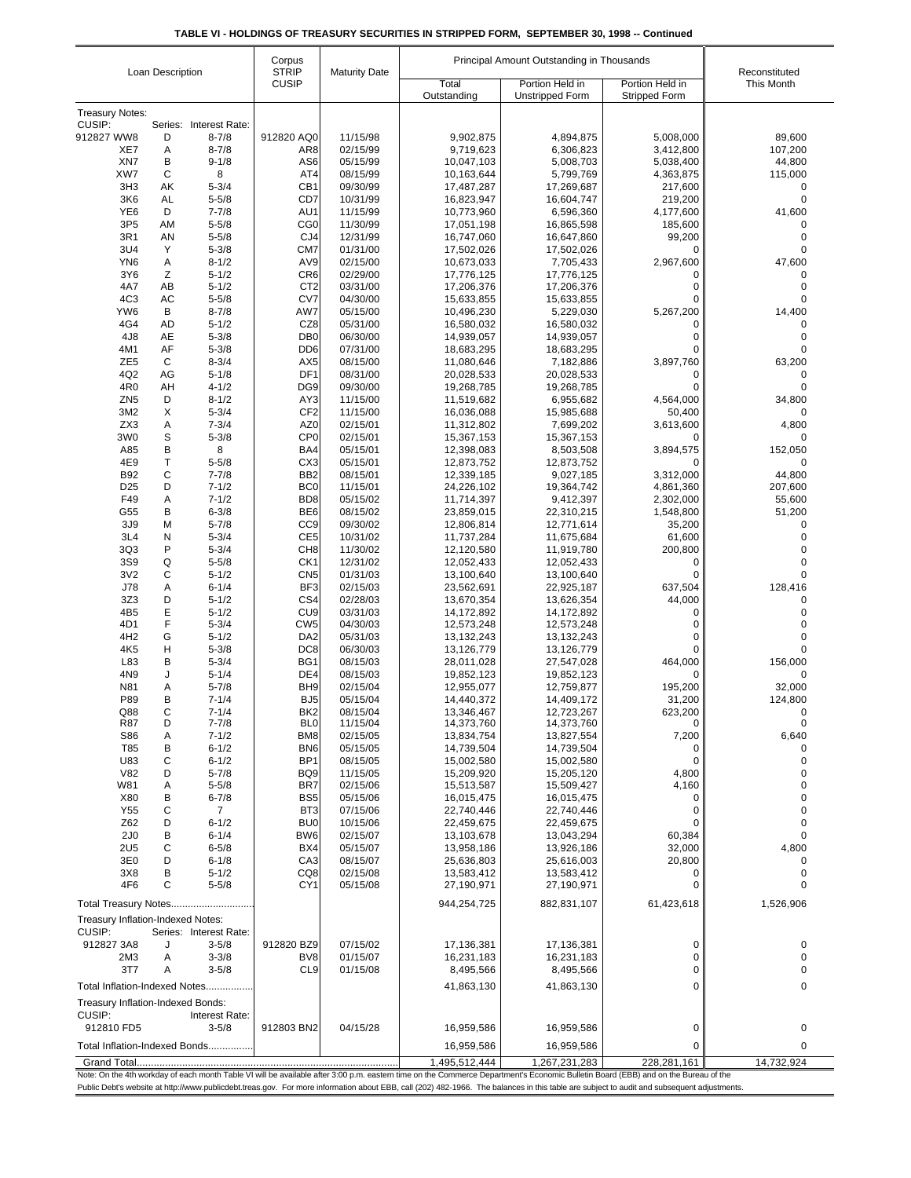**TABLE VI - HOLDINGS OF TREASURY SECURITIES IN STRIPPED FORM, SEPTEMBER 30, 1998 -- Continued**

| Loan Description | | | Corpus STRIP CUSIP | Maturity Date | Principal Amount Outstanding in Thousands | | | Reconstituted This Month |
|---|---|---|---|---|---|---|---|---|
| | | | | | Total Outstanding | Portion Held in Unstripped Form | Portion Held in Stripped Form | |
| Treasury Notes: | | | | | | | | |
| CUSIP: | Series: | Interest Rate: | | | | | | |
| 912827 WW8 | D | 8-7/8 | 912820 AQ0 | 11/15/98 | 9,902,875 | 4,894,875 | 5,008,000 | 89,600 |
| XE7 | A | 8-7/8 | AR8 | 02/15/99 | 9,719,623 | 6,306,823 | 3,412,800 | 107,200 |
| XN7 | B | 9-1/8 | AS6 | 05/15/99 | 10,047,103 | 5,008,703 | 5,038,400 | 44,800 |
| XW7 | C | 8 | AT4 | 08/15/99 | 10,163,644 | 5,799,769 | 4,363,875 | 115,000 |
| 3H3 | AK | 5-3/4 | CB1 | 09/30/99 | 17,487,287 | 17,269,687 | 217,600 | 0 |
| 3K6 | AL | 5-5/8 | CD7 | 10/31/99 | 16,823,947 | 16,604,747 | 219,200 | 0 |
| YE6 | D | 7-7/8 | AU1 | 11/15/99 | 10,773,960 | 6,596,360 | 4,177,600 | 41,600 |
| 3P5 | AM | 5-5/8 | CG0 | 11/30/99 | 17,051,198 | 16,865,598 | 185,600 | 0 |
| 3R1 | AN | 5-5/8 | CJ4 | 12/31/99 | 16,747,060 | 16,647,860 | 99,200 | 0 |
| 3U4 | Y | 5-3/8 | CM7 | 01/31/00 | 17,502,026 | 17,502,026 | 0 | 0 |
| YN6 | A | 8-1/2 | AV9 | 02/15/00 | 10,673,033 | 7,705,433 | 2,967,600 | 47,600 |
| 3Y6 | Z | 5-1/2 | CR6 | 02/29/00 | 17,776,125 | 17,776,125 | 0 | 0 |
| 4A7 | AB | 5-1/2 | CT2 | 03/31/00 | 17,206,376 | 17,206,376 | 0 | 0 |
| 4C3 | AC | 5-5/8 | CV7 | 04/30/00 | 15,633,855 | 15,633,855 | 0 | 0 |
| YW6 | B | 8-7/8 | AW7 | 05/15/00 | 10,496,230 | 5,229,030 | 5,267,200 | 14,400 |
| 4G4 | AD | 5-1/2 | CZ8 | 05/31/00 | 16,580,032 | 16,580,032 | 0 | 0 |
| 4J8 | AE | 5-3/8 | DB0 | 06/30/00 | 14,939,057 | 14,939,057 | 0 | 0 |
| 4M1 | AF | 5-3/8 | DD6 | 07/31/00 | 18,683,295 | 18,683,295 | 0 | 0 |
| ZE5 | C | 8-3/4 | AX5 | 08/15/00 | 11,080,646 | 7,182,886 | 3,897,760 | 63,200 |
| 4Q2 | AG | 5-1/8 | DF1 | 08/31/00 | 20,028,533 | 20,028,533 | 0 | 0 |
| 4R0 | AH | 4-1/2 | DG9 | 09/30/00 | 19,268,785 | 19,268,785 | 0 | 0 |
| ZN5 | D | 8-1/2 | AY3 | 11/15/00 | 11,519,682 | 6,955,682 | 4,564,000 | 34,800 |
| 3M2 | X | 5-3/4 | CF2 | 11/15/00 | 16,036,088 | 15,985,688 | 50,400 | 0 |
| ZX3 | A | 7-3/4 | AZ0 | 02/15/01 | 11,312,802 | 7,699,202 | 3,613,600 | 4,800 |
| 3W0 | S | 5-3/8 | CP0 | 02/15/01 | 15,367,153 | 15,367,153 | 0 | 0 |
| A85 | B | 8 | BA4 | 05/15/01 | 12,398,083 | 8,503,508 | 3,894,575 | 152,050 |
| 4E9 | T | 5-5/8 | CX3 | 05/15/01 | 12,873,752 | 12,873,752 | 0 | 0 |
| B92 | C | 7-7/8 | BB2 | 08/15/01 | 12,339,185 | 9,027,185 | 3,312,000 | 44,800 |
| D25 | D | 7-1/2 | BC0 | 11/15/01 | 24,226,102 | 19,364,742 | 4,861,360 | 207,600 |
| F49 | A | 7-1/2 | BD8 | 05/15/02 | 11,714,397 | 9,412,397 | 2,302,000 | 55,600 |
| G55 | B | 6-3/8 | BE6 | 08/15/02 | 23,859,015 | 22,310,215 | 1,548,800 | 51,200 |
| 3J9 | M | 5-7/8 | CC9 | 09/30/02 | 12,806,814 | 12,771,614 | 35,200 | 0 |
| 3L4 | N | 5-3/4 | CE5 | 10/31/02 | 11,737,284 | 11,675,684 | 61,600 | 0 |
| 3Q3 | P | 5-3/4 | CH8 | 11/30/02 | 12,120,580 | 11,919,780 | 200,800 | 0 |
| 3S9 | Q | 5-5/8 | CK1 | 12/31/02 | 12,052,433 | 12,052,433 | 0 | 0 |
| 3V2 | C | 5-1/2 | CN5 | 01/31/03 | 13,100,640 | 13,100,640 | 0 | 0 |
| J78 | A | 6-1/4 | BF3 | 02/15/03 | 23,562,691 | 22,925,187 | 637,504 | 128,416 |
| 3Z3 | D | 5-1/2 | CS4 | 02/28/03 | 13,670,354 | 13,626,354 | 44,000 | 0 |
| 4B5 | E | 5-1/2 | CU9 | 03/31/03 | 14,172,892 | 14,172,892 | 0 | 0 |
| 4D1 | F | 5-3/4 | CW5 | 04/30/03 | 12,573,248 | 12,573,248 | 0 | 0 |
| 4H2 | G | 5-1/2 | DA2 | 05/31/03 | 13,132,243 | 13,132,243 | 0 | 0 |
| 4K5 | H | 5-3/8 | DC8 | 06/30/03 | 13,126,779 | 13,126,779 | 0 | 0 |
| L83 | B | 5-3/4 | BG1 | 08/15/03 | 28,011,028 | 27,547,028 | 464,000 | 156,000 |
| 4N9 | J | 5-1/4 | DE4 | 08/15/03 | 19,852,123 | 19,852,123 | 0 | 0 |
| N81 | A | 5-7/8 | BH9 | 02/15/04 | 12,955,077 | 12,759,877 | 195,200 | 32,000 |
| P89 | B | 7-1/4 | BJ5 | 05/15/04 | 14,440,372 | 14,409,172 | 31,200 | 124,800 |
| Q88 | C | 7-1/4 | BK2 | 08/15/04 | 13,346,467 | 12,723,267 | 623,200 | 0 |
| R87 | D | 7-7/8 | BL0 | 11/15/04 | 14,373,760 | 14,373,760 | 0 | 0 |
| S86 | A | 7-1/2 | BM8 | 02/15/05 | 13,834,754 | 13,827,554 | 7,200 | 6,640 |
| T85 | B | 6-1/2 | BN6 | 05/15/05 | 14,739,504 | 14,739,504 | 0 | 0 |
| U83 | C | 6-1/2 | BP1 | 08/15/05 | 15,002,580 | 15,002,580 | 0 | 0 |
| V82 | D | 5-7/8 | BQ9 | 11/15/05 | 15,209,920 | 15,205,120 | 4,800 | 0 |
| W81 | A | 5-5/8 | BR7 | 02/15/06 | 15,513,587 | 15,509,427 | 4,160 | 0 |
| X80 | B | 6-7/8 | BS5 | 05/15/06 | 16,015,475 | 16,015,475 | 0 | 0 |
| Y55 | C | 7 | BT3 | 07/15/06 | 22,740,446 | 22,740,446 | 0 | 0 |
| Z62 | D | 6-1/2 | BU0 | 10/15/06 | 22,459,675 | 22,459,675 | 0 | 0 |
| 2J0 | B | 6-1/4 | BW6 | 02/15/07 | 13,103,678 | 13,043,294 | 60,384 | 0 |
| 2U5 | C | 6-5/8 | BX4 | 05/15/07 | 13,958,186 | 13,926,186 | 32,000 | 4,800 |
| 3E0 | D | 6-1/8 | CA3 | 08/15/07 | 25,636,803 | 25,616,003 | 20,800 | 0 |
| 3X8 | B | 5-1/2 | CQ8 | 02/15/08 | 13,583,412 | 13,583,412 | 0 | 0 |
| 4F6 | C | 5-5/8 | CY1 | 05/15/08 | 27,190,971 | 27,190,971 | 0 | 0 |
| Total Treasury Notes | | | | | 944,254,725 | 882,831,107 | 61,423,618 | 1,526,906 |
| Treasury Inflation-Indexed Notes: | | | | | | | | |
| CUSIP: | Series: | Interest Rate: | | | | | | |
| 912827 3A8 | J | 3-5/8 | 912820 BZ9 | 07/15/02 | 17,136,381 | 17,136,381 | 0 | 0 |
| 2M3 | A | 3-3/8 | BV8 | 01/15/07 | 16,231,183 | 16,231,183 | 0 | 0 |
| 3T7 | A | 3-5/8 | CL9 | 01/15/08 | 8,495,566 | 8,495,566 | 0 | 0 |
| Total Inflation-Indexed Notes | | | | | 41,863,130 | 41,863,130 | 0 | 0 |
| Treasury Inflation-Indexed Bonds: | | | | | | | | |
| CUSIP: | | Interest Rate: | | | | | | |
| 912810 FD5 | | 3-5/8 | 912803 BN2 | 04/15/28 | 16,959,586 | 16,959,586 | 0 | 0 |
| Total Inflation-Indexed Bonds | | | | | 16,959,586 | 16,959,586 | 0 | 0 |
| Grand Total | | | | | 1,495,512,444 | 1,267,231,283 | 228,281,161 | 14,732,924 |

Note: On the 4th workday of each month Table VI will be available after 3:00 p.m. eastern time on the Commerce Department's Economic Bulletin Board (EBB) and on the Bureau of the Public Debt's website at http://www.publicdebt.treas.gov. For more information about EBB, call (202) 482-1966. The balances in this table are subject to audit and subsequent adjustments.